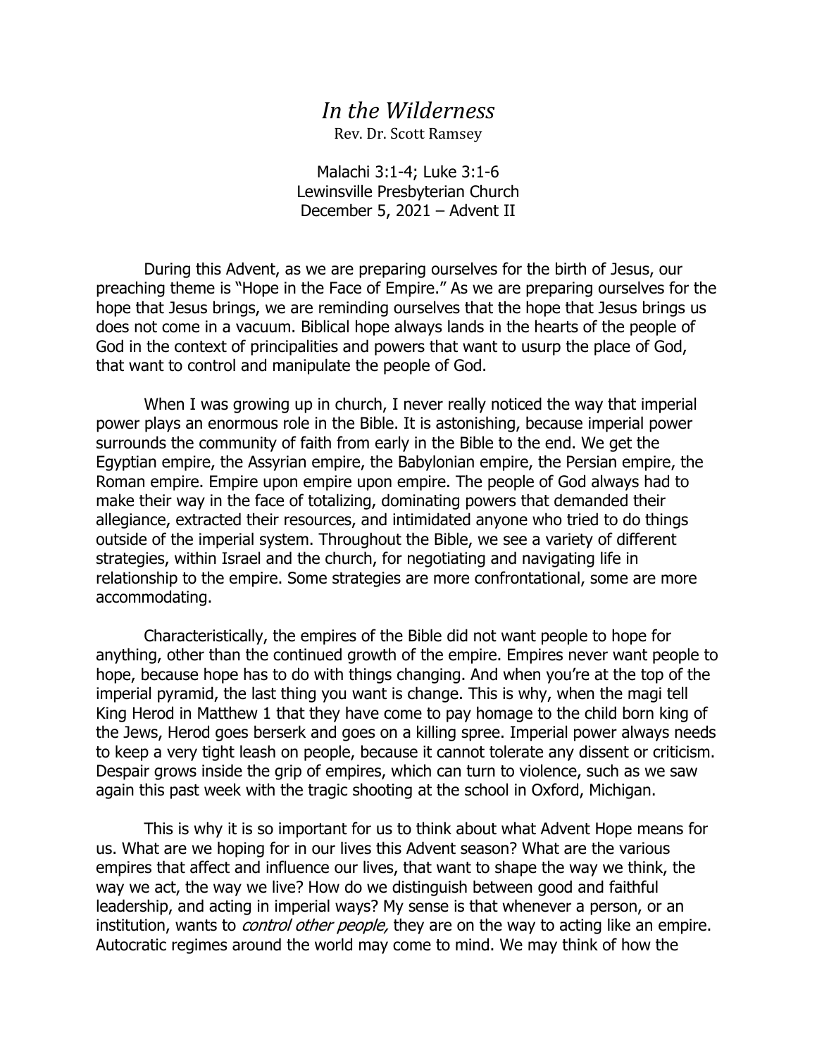# *In the Wilderness*

Rev. Dr. Scott Ramsey

Malachi 3:1-4; Luke 3:1-6
Lewinsville Presbyterian Church
December 5, 2021 – Advent II

During this Advent, as we are preparing ourselves for the birth of Jesus, our preaching theme is "Hope in the Face of Empire." As we are preparing ourselves for the hope that Jesus brings, we are reminding ourselves that the hope that Jesus brings us does not come in a vacuum. Biblical hope always lands in the hearts of the people of God in the context of principalities and powers that want to usurp the place of God, that want to control and manipulate the people of God.

When I was growing up in church, I never really noticed the way that imperial power plays an enormous role in the Bible. It is astonishing, because imperial power surrounds the community of faith from early in the Bible to the end. We get the Egyptian empire, the Assyrian empire, the Babylonian empire, the Persian empire, the Roman empire. Empire upon empire upon empire. The people of God always had to make their way in the face of totalizing, dominating powers that demanded their allegiance, extracted their resources, and intimidated anyone who tried to do things outside of the imperial system. Throughout the Bible, we see a variety of different strategies, within Israel and the church, for negotiating and navigating life in relationship to the empire. Some strategies are more confrontational, some are more accommodating.

Characteristically, the empires of the Bible did not want people to hope for anything, other than the continued growth of the empire. Empires never want people to hope, because hope has to do with things changing. And when you're at the top of the imperial pyramid, the last thing you want is change. This is why, when the magi tell King Herod in Matthew 1 that they have come to pay homage to the child born king of the Jews, Herod goes berserk and goes on a killing spree. Imperial power always needs to keep a very tight leash on people, because it cannot tolerate any dissent or criticism. Despair grows inside the grip of empires, which can turn to violence, such as we saw again this past week with the tragic shooting at the school in Oxford, Michigan.

This is why it is so important for us to think about what Advent Hope means for us. What are we hoping for in our lives this Advent season? What are the various empires that affect and influence our lives, that want to shape the way we think, the way we act, the way we live? How do we distinguish between good and faithful leadership, and acting in imperial ways? My sense is that whenever a person, or an institution, wants to *control other people,* they are on the way to acting like an empire. Autocratic regimes around the world may come to mind. We may think of how the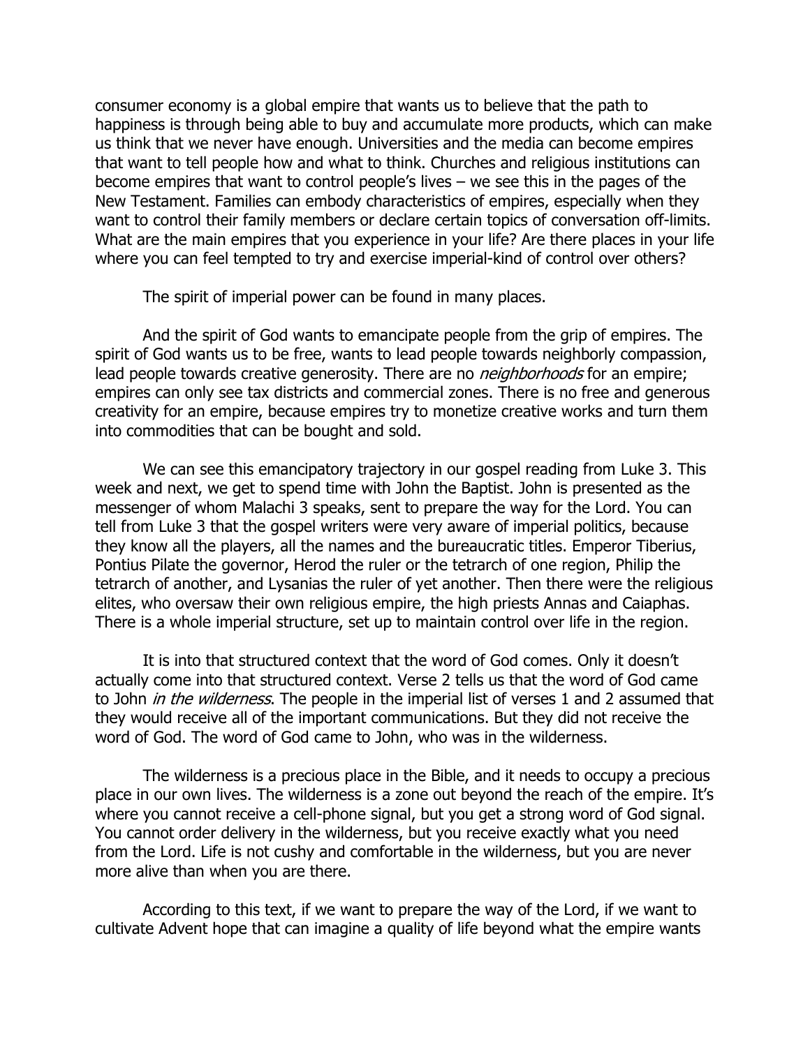consumer economy is a global empire that wants us to believe that the path to happiness is through being able to buy and accumulate more products, which can make us think that we never have enough. Universities and the media can become empires that want to tell people how and what to think. Churches and religious institutions can become empires that want to control people's lives – we see this in the pages of the New Testament. Families can embody characteristics of empires, especially when they want to control their family members or declare certain topics of conversation off-limits. What are the main empires that you experience in your life? Are there places in your life where you can feel tempted to try and exercise imperial-kind of control over others?

The spirit of imperial power can be found in many places.

And the spirit of God wants to emancipate people from the grip of empires. The spirit of God wants us to be free, wants to lead people towards neighborly compassion, lead people towards creative generosity. There are no *neighborhoods* for an empire; empires can only see tax districts and commercial zones. There is no free and generous creativity for an empire, because empires try to monetize creative works and turn them into commodities that can be bought and sold.

We can see this emancipatory trajectory in our gospel reading from Luke 3. This week and next, we get to spend time with John the Baptist. John is presented as the messenger of whom Malachi 3 speaks, sent to prepare the way for the Lord. You can tell from Luke 3 that the gospel writers were very aware of imperial politics, because they know all the players, all the names and the bureaucratic titles. Emperor Tiberius, Pontius Pilate the governor, Herod the ruler or the tetrarch of one region, Philip the tetrarch of another, and Lysanias the ruler of yet another. Then there were the religious elites, who oversaw their own religious empire, the high priests Annas and Caiaphas. There is a whole imperial structure, set up to maintain control over life in the region.

It is into that structured context that the word of God comes. Only it doesn't actually come into that structured context. Verse 2 tells us that the word of God came to John *in the wilderness*. The people in the imperial list of verses 1 and 2 assumed that they would receive all of the important communications. But they did not receive the word of God. The word of God came to John, who was in the wilderness.

The wilderness is a precious place in the Bible, and it needs to occupy a precious place in our own lives. The wilderness is a zone out beyond the reach of the empire. It's where you cannot receive a cell-phone signal, but you get a strong word of God signal. You cannot order delivery in the wilderness, but you receive exactly what you need from the Lord. Life is not cushy and comfortable in the wilderness, but you are never more alive than when you are there.

According to this text, if we want to prepare the way of the Lord, if we want to cultivate Advent hope that can imagine a quality of life beyond what the empire wants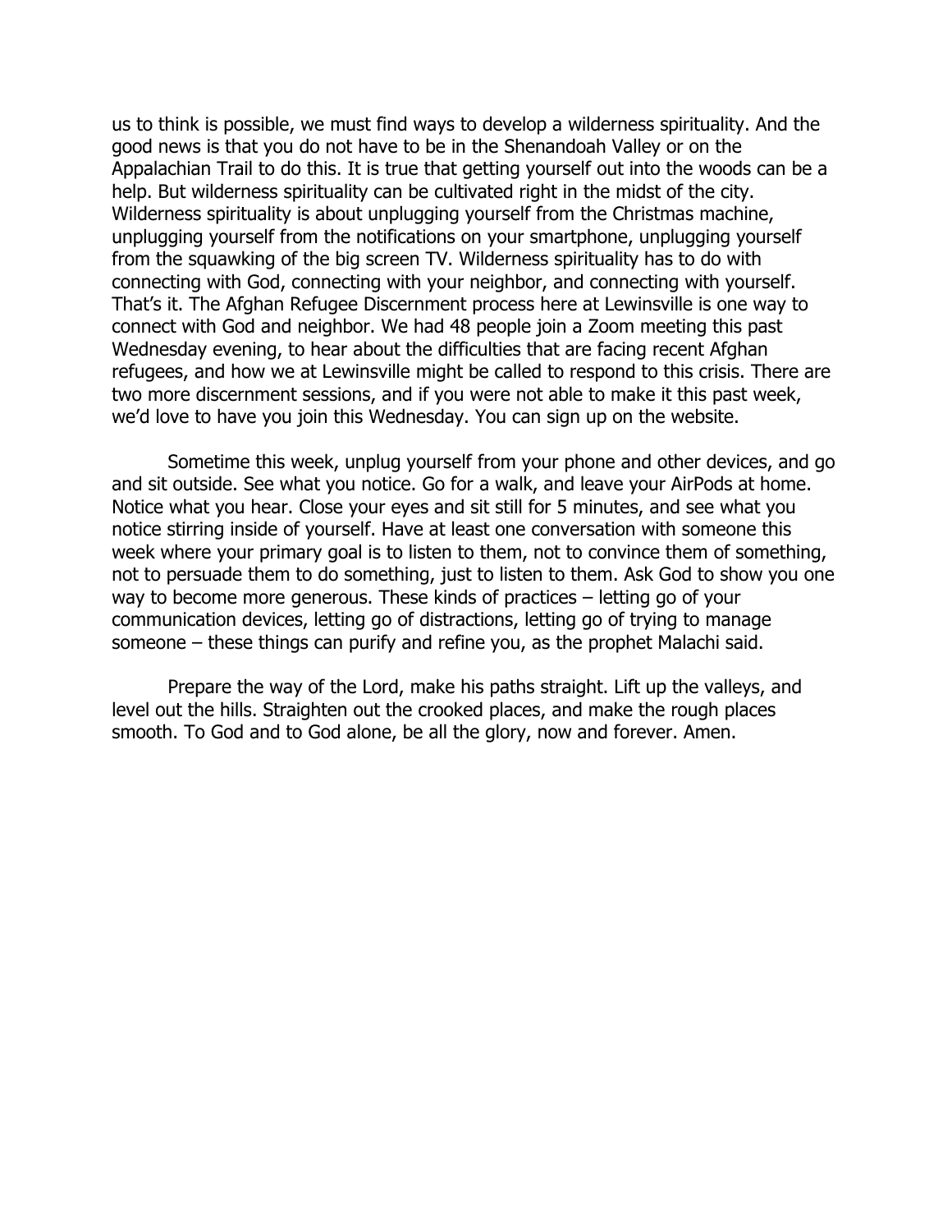us to think is possible, we must find ways to develop a wilderness spirituality. And the good news is that you do not have to be in the Shenandoah Valley or on the Appalachian Trail to do this. It is true that getting yourself out into the woods can be a help. But wilderness spirituality can be cultivated right in the midst of the city. Wilderness spirituality is about unplugging yourself from the Christmas machine, unplugging yourself from the notifications on your smartphone, unplugging yourself from the squawking of the big screen TV. Wilderness spirituality has to do with connecting with God, connecting with your neighbor, and connecting with yourself. That's it. The Afghan Refugee Discernment process here at Lewinsville is one way to connect with God and neighbor. We had 48 people join a Zoom meeting this past Wednesday evening, to hear about the difficulties that are facing recent Afghan refugees, and how we at Lewinsville might be called to respond to this crisis. There are two more discernment sessions, and if you were not able to make it this past week, we'd love to have you join this Wednesday. You can sign up on the website.

Sometime this week, unplug yourself from your phone and other devices, and go and sit outside. See what you notice. Go for a walk, and leave your AirPods at home. Notice what you hear. Close your eyes and sit still for 5 minutes, and see what you notice stirring inside of yourself. Have at least one conversation with someone this week where your primary goal is to listen to them, not to convince them of something, not to persuade them to do something, just to listen to them. Ask God to show you one way to become more generous. These kinds of practices – letting go of your communication devices, letting go of distractions, letting go of trying to manage someone – these things can purify and refine you, as the prophet Malachi said.

Prepare the way of the Lord, make his paths straight. Lift up the valleys, and level out the hills. Straighten out the crooked places, and make the rough places smooth. To God and to God alone, be all the glory, now and forever. Amen.